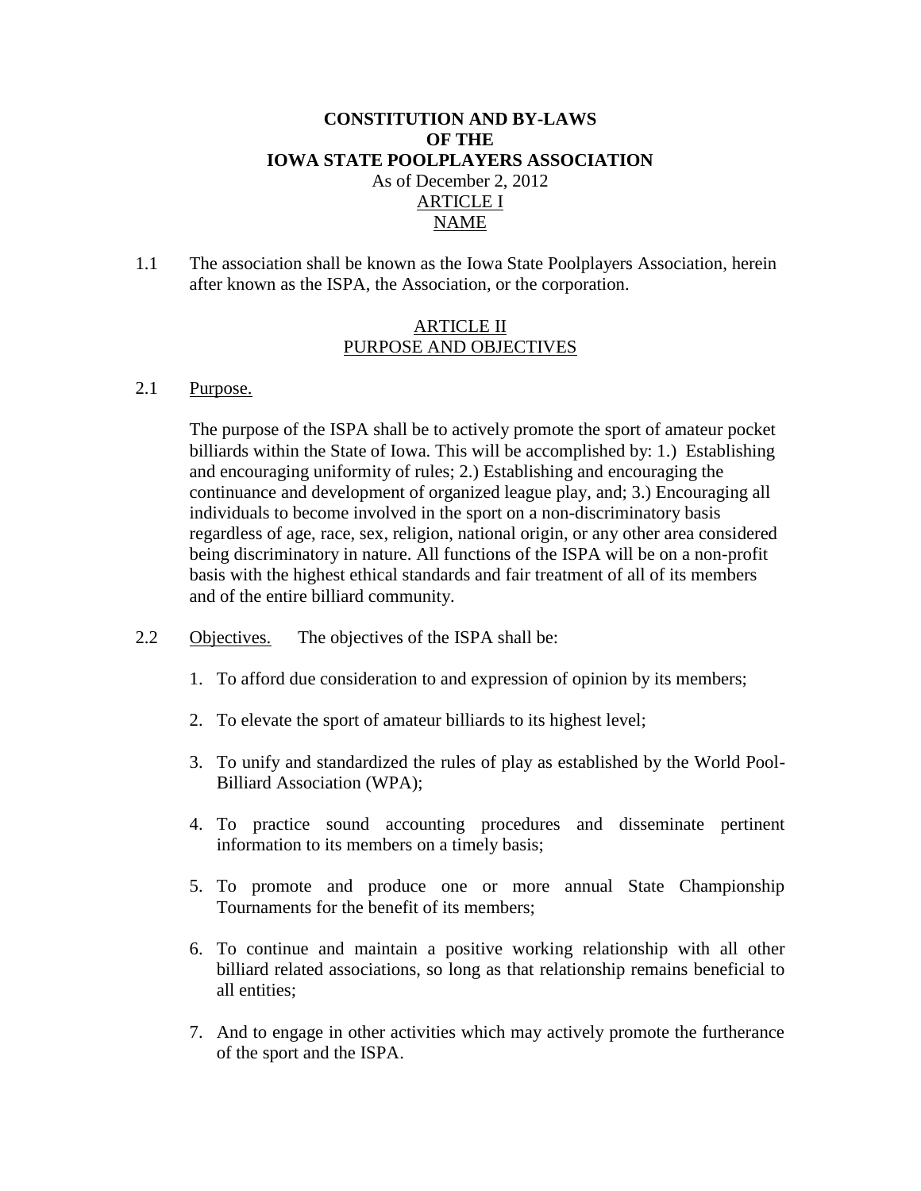# CONSTITUTION AND BY-LAWS OF THE IOWA STATE POOLPLAYERS ASSOCIATION

As of December 2, 2012

## ARTICLE I
## NAME

1.1 The association shall be known as the Iowa State Poolplayers Association, herein after known as the ISPA, the Association, or the corporation.

## ARTICLE II
## PURPOSE AND OBJECTIVES

2.1 Purpose.

The purpose of the ISPA shall be to actively promote the sport of amateur pocket billiards within the State of Iowa. This will be accomplished by: 1.) Establishing and encouraging uniformity of rules; 2.) Establishing and encouraging the continuance and development of organized league play, and; 3.) Encouraging all individuals to become involved in the sport on a non-discriminatory basis regardless of age, race, sex, religion, national origin, or any other area considered being discriminatory in nature. All functions of the ISPA will be on a non-profit basis with the highest ethical standards and fair treatment of all of its members and of the entire billiard community.

2.2 Objectives. The objectives of the ISPA shall be:

1. To afford due consideration to and expression of opinion by its members;
2. To elevate the sport of amateur billiards to its highest level;
3. To unify and standardized the rules of play as established by the World Pool-Billiard Association (WPA);
4. To practice sound accounting procedures and disseminate pertinent information to its members on a timely basis;
5. To promote and produce one or more annual State Championship Tournaments for the benefit of its members;
6. To continue and maintain a positive working relationship with all other billiard related associations, so long as that relationship remains beneficial to all entities;
7. And to engage in other activities which may actively promote the furtherance of the sport and the ISPA.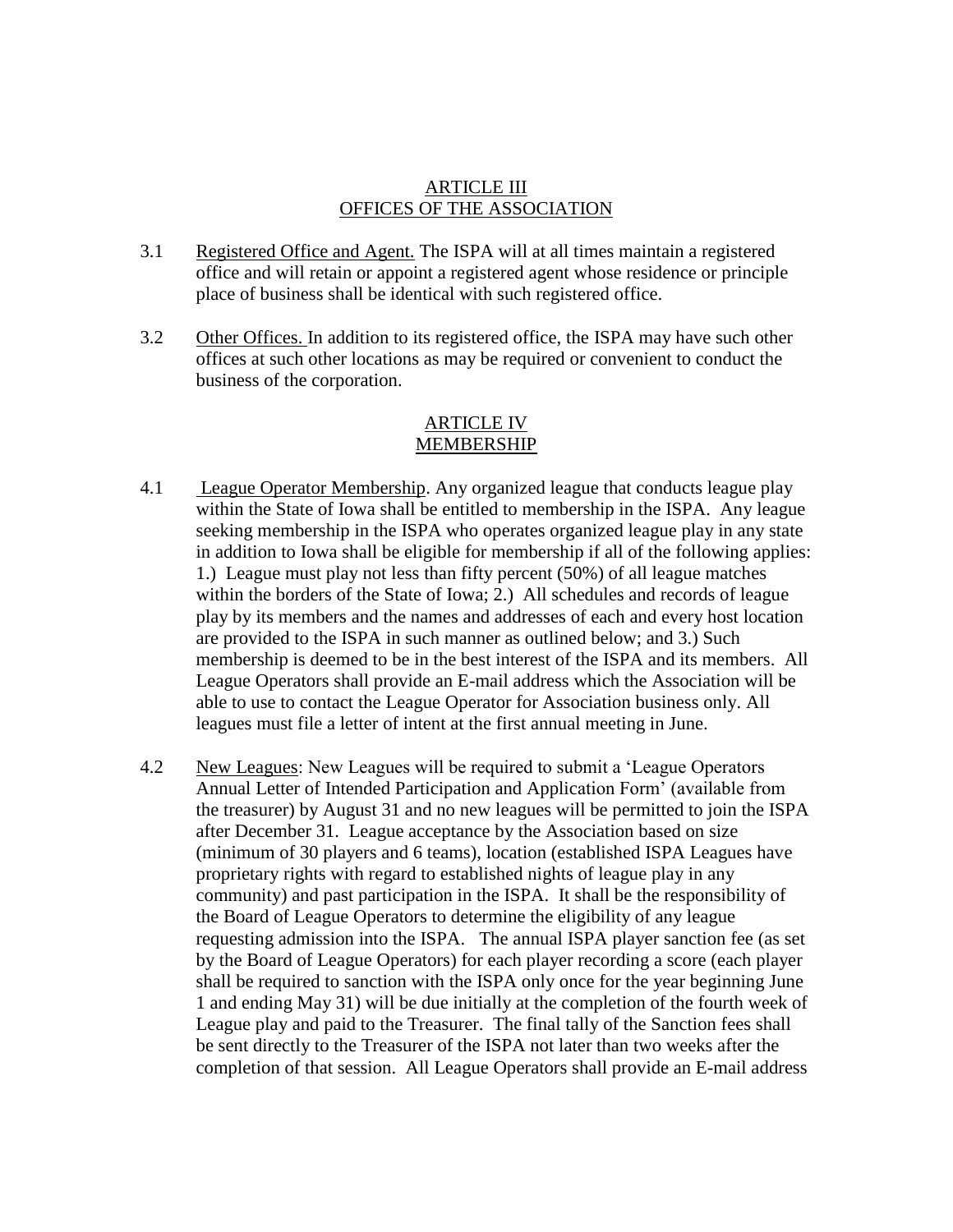## ARTICLE III
## OFFICES OF THE ASSOCIATION

3.1 Registered Office and Agent. The ISPA will at all times maintain a registered office and will retain or appoint a registered agent whose residence or principle place of business shall be identical with such registered office.

3.2 Other Offices. In addition to its registered office, the ISPA may have such other offices at such other locations as may be required or convenient to conduct the business of the corporation.

## ARTICLE IV
## MEMBERSHIP

4.1 League Operator Membership. Any organized league that conducts league play within the State of Iowa shall be entitled to membership in the ISPA. Any league seeking membership in the ISPA who operates organized league play in any state in addition to Iowa shall be eligible for membership if all of the following applies: 1.) League must play not less than fifty percent (50%) of all league matches within the borders of the State of Iowa; 2.) All schedules and records of league play by its members and the names and addresses of each and every host location are provided to the ISPA in such manner as outlined below; and 3.) Such membership is deemed to be in the best interest of the ISPA and its members. All League Operators shall provide an E-mail address which the Association will be able to use to contact the League Operator for Association business only. All leagues must file a letter of intent at the first annual meeting in June.

4.2 New Leagues: New Leagues will be required to submit a 'League Operators Annual Letter of Intended Participation and Application Form' (available from the treasurer) by August 31 and no new leagues will be permitted to join the ISPA after December 31. League acceptance by the Association based on size (minimum of 30 players and 6 teams), location (established ISPA Leagues have proprietary rights with regard to established nights of league play in any community) and past participation in the ISPA. It shall be the responsibility of the Board of League Operators to determine the eligibility of any league requesting admission into the ISPA. The annual ISPA player sanction fee (as set by the Board of League Operators) for each player recording a score (each player shall be required to sanction with the ISPA only once for the year beginning June 1 and ending May 31) will be due initially at the completion of the fourth week of League play and paid to the Treasurer. The final tally of the Sanction fees shall be sent directly to the Treasurer of the ISPA not later than two weeks after the completion of that session. All League Operators shall provide an E-mail address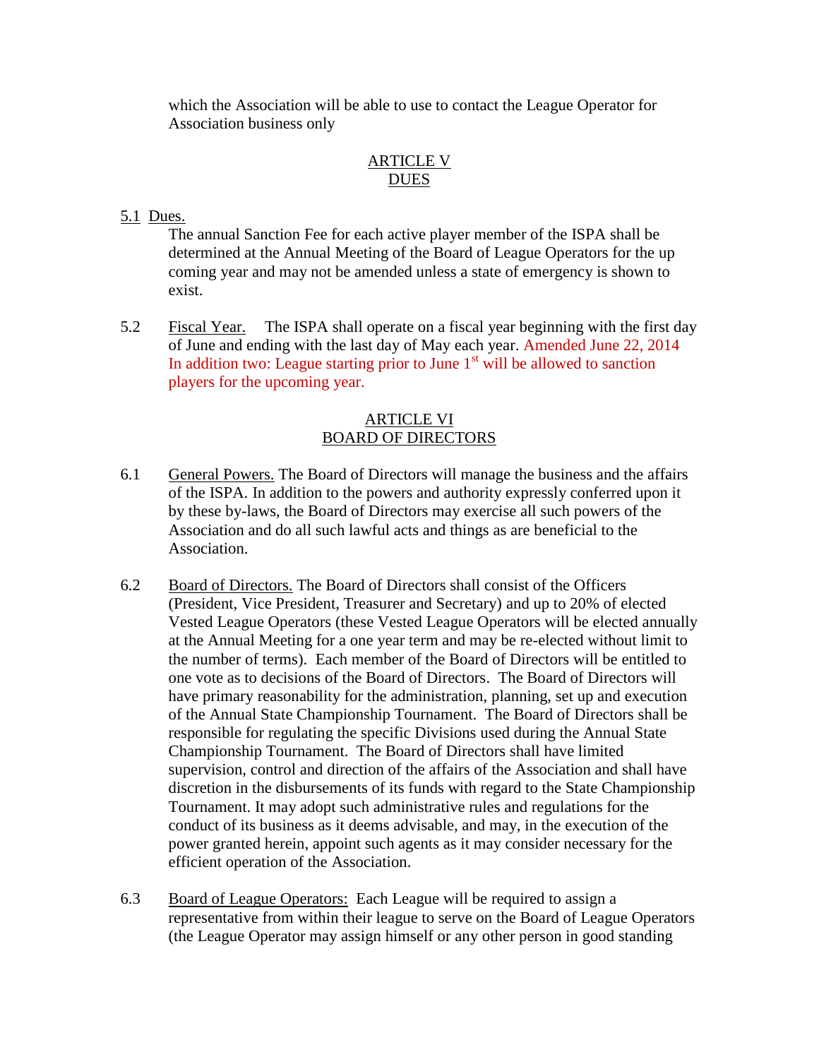which the Association will be able to use to contact the League Operator for Association business only

## ARTICLE V
## DUES

5.1 Dues.

The annual Sanction Fee for each active player member of the ISPA shall be determined at the Annual Meeting of the Board of League Operators for the up coming year and may not be amended unless a state of emergency is shown to exist.

5.2 Fiscal Year. The ISPA shall operate on a fiscal year beginning with the first day of June and ending with the last day of May each year. Amended June 22, 2014 In addition two: League starting prior to June 1st will be allowed to sanction players for the upcoming year.

## ARTICLE VI
## BOARD OF DIRECTORS

6.1 General Powers. The Board of Directors will manage the business and the affairs of the ISPA. In addition to the powers and authority expressly conferred upon it by these by-laws, the Board of Directors may exercise all such powers of the Association and do all such lawful acts and things as are beneficial to the Association.

6.2 Board of Directors. The Board of Directors shall consist of the Officers (President, Vice President, Treasurer and Secretary) and up to 20% of elected Vested League Operators (these Vested League Operators will be elected annually at the Annual Meeting for a one year term and may be re-elected without limit to the number of terms). Each member of the Board of Directors will be entitled to one vote as to decisions of the Board of Directors. The Board of Directors will have primary reasonability for the administration, planning, set up and execution of the Annual State Championship Tournament. The Board of Directors shall be responsible for regulating the specific Divisions used during the Annual State Championship Tournament. The Board of Directors shall have limited supervision, control and direction of the affairs of the Association and shall have discretion in the disbursements of its funds with regard to the State Championship Tournament. It may adopt such administrative rules and regulations for the conduct of its business as it deems advisable, and may, in the execution of the power granted herein, appoint such agents as it may consider necessary for the efficient operation of the Association.

6.3 Board of League Operators: Each League will be required to assign a representative from within their league to serve on the Board of League Operators (the League Operator may assign himself or any other person in good standing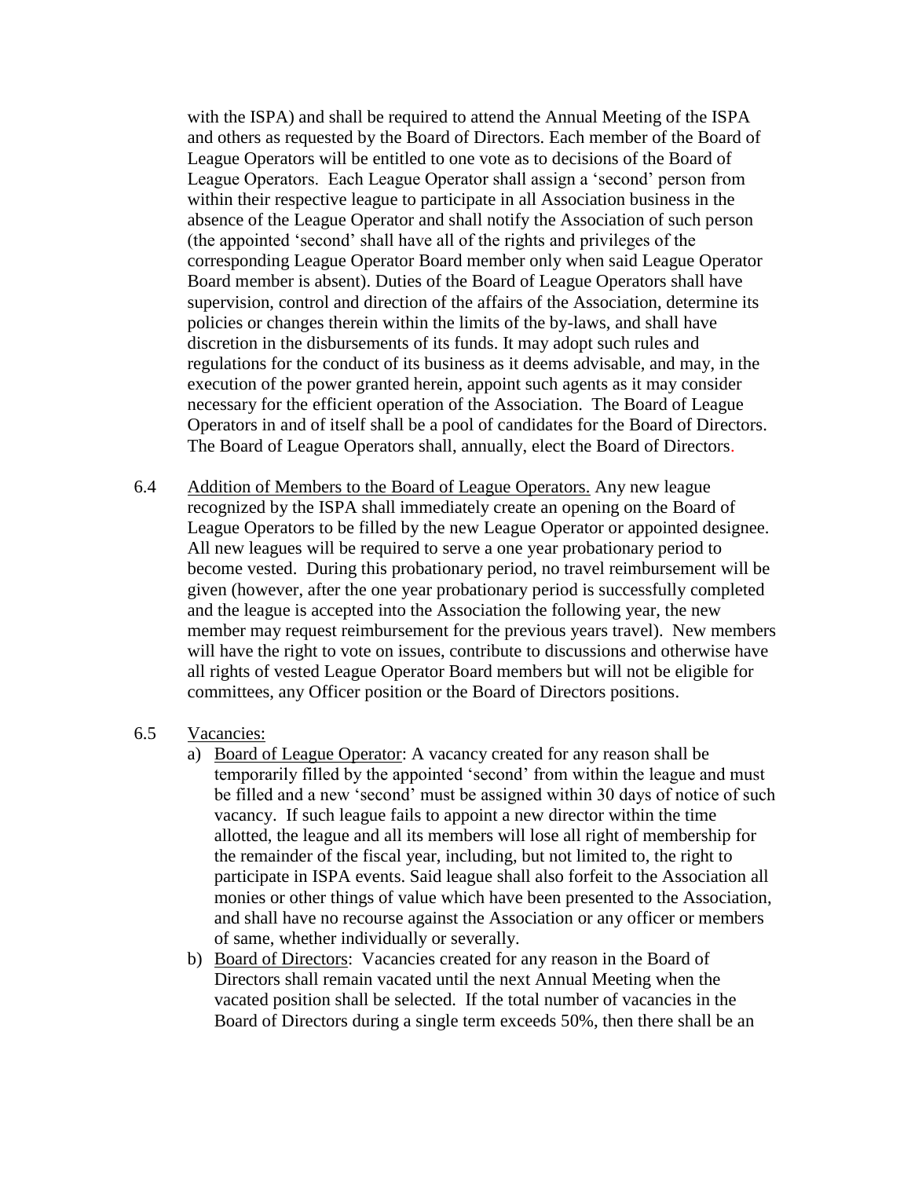with the ISPA) and shall be required to attend the Annual Meeting of the ISPA and others as requested by the Board of Directors. Each member of the Board of League Operators will be entitled to one vote as to decisions of the Board of League Operators. Each League Operator shall assign a 'second' person from within their respective league to participate in all Association business in the absence of the League Operator and shall notify the Association of such person (the appointed 'second' shall have all of the rights and privileges of the corresponding League Operator Board member only when said League Operator Board member is absent). Duties of the Board of League Operators shall have supervision, control and direction of the affairs of the Association, determine its policies or changes therein within the limits of the by-laws, and shall have discretion in the disbursements of its funds. It may adopt such rules and regulations for the conduct of its business as it deems advisable, and may, in the execution of the power granted herein, appoint such agents as it may consider necessary for the efficient operation of the Association. The Board of League Operators in and of itself shall be a pool of candidates for the Board of Directors. The Board of League Operators shall, annually, elect the Board of Directors.

6.4 Addition of Members to the Board of League Operators. Any new league recognized by the ISPA shall immediately create an opening on the Board of League Operators to be filled by the new League Operator or appointed designee. All new leagues will be required to serve a one year probationary period to become vested. During this probationary period, no travel reimbursement will be given (however, after the one year probationary period is successfully completed and the league is accepted into the Association the following year, the new member may request reimbursement for the previous years travel). New members will have the right to vote on issues, contribute to discussions and otherwise have all rights of vested League Operator Board members but will not be eligible for committees, any Officer position or the Board of Directors positions.

6.5 Vacancies:

a) Board of League Operator: A vacancy created for any reason shall be temporarily filled by the appointed 'second' from within the league and must be filled and a new 'second' must be assigned within 30 days of notice of such vacancy. If such league fails to appoint a new director within the time allotted, the league and all its members will lose all right of membership for the remainder of the fiscal year, including, but not limited to, the right to participate in ISPA events. Said league shall also forfeit to the Association all monies or other things of value which have been presented to the Association, and shall have no recourse against the Association or any officer or members of same, whether individually or severally.

b) Board of Directors: Vacancies created for any reason in the Board of Directors shall remain vacated until the next Annual Meeting when the vacated position shall be selected. If the total number of vacancies in the Board of Directors during a single term exceeds 50%, then there shall be an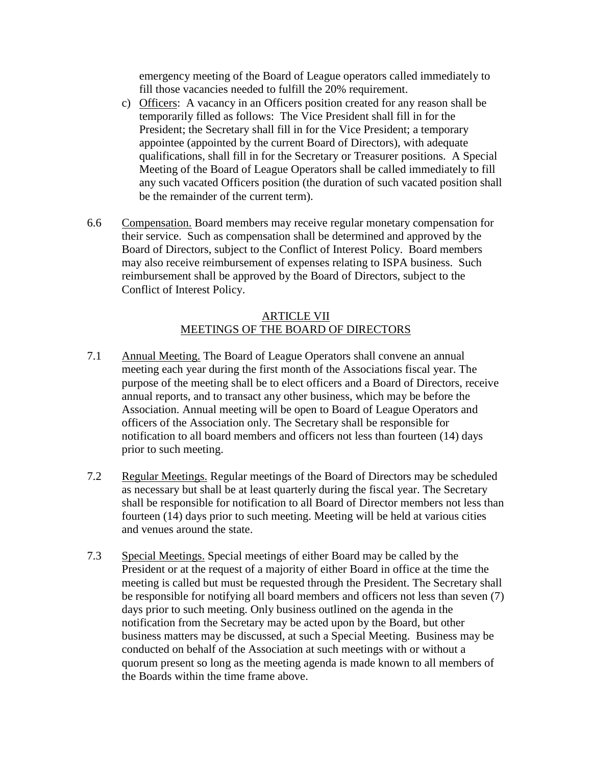emergency meeting of the Board of League operators called immediately to fill those vacancies needed to fulfill the 20% requirement.

c) Officers: A vacancy in an Officers position created for any reason shall be temporarily filled as follows: The Vice President shall fill in for the President; the Secretary shall fill in for the Vice President; a temporary appointee (appointed by the current Board of Directors), with adequate qualifications, shall fill in for the Secretary or Treasurer positions. A Special Meeting of the Board of League Operators shall be called immediately to fill any such vacated Officers position (the duration of such vacated position shall be the remainder of the current term).

6.6 Compensation. Board members may receive regular monetary compensation for their service. Such as compensation shall be determined and approved by the Board of Directors, subject to the Conflict of Interest Policy. Board members may also receive reimbursement of expenses relating to ISPA business. Such reimbursement shall be approved by the Board of Directors, subject to the Conflict of Interest Policy.

## ARTICLE VII
## MEETINGS OF THE BOARD OF DIRECTORS

7.1 Annual Meeting. The Board of League Operators shall convene an annual meeting each year during the first month of the Associations fiscal year. The purpose of the meeting shall be to elect officers and a Board of Directors, receive annual reports, and to transact any other business, which may be before the Association. Annual meeting will be open to Board of League Operators and officers of the Association only. The Secretary shall be responsible for notification to all board members and officers not less than fourteen (14) days prior to such meeting.

7.2 Regular Meetings. Regular meetings of the Board of Directors may be scheduled as necessary but shall be at least quarterly during the fiscal year. The Secretary shall be responsible for notification to all Board of Director members not less than fourteen (14) days prior to such meeting. Meeting will be held at various cities and venues around the state.

7.3 Special Meetings. Special meetings of either Board may be called by the President or at the request of a majority of either Board in office at the time the meeting is called but must be requested through the President. The Secretary shall be responsible for notifying all board members and officers not less than seven (7) days prior to such meeting. Only business outlined on the agenda in the notification from the Secretary may be acted upon by the Board, but other business matters may be discussed, at such a Special Meeting. Business may be conducted on behalf of the Association at such meetings with or without a quorum present so long as the meeting agenda is made known to all members of the Boards within the time frame above.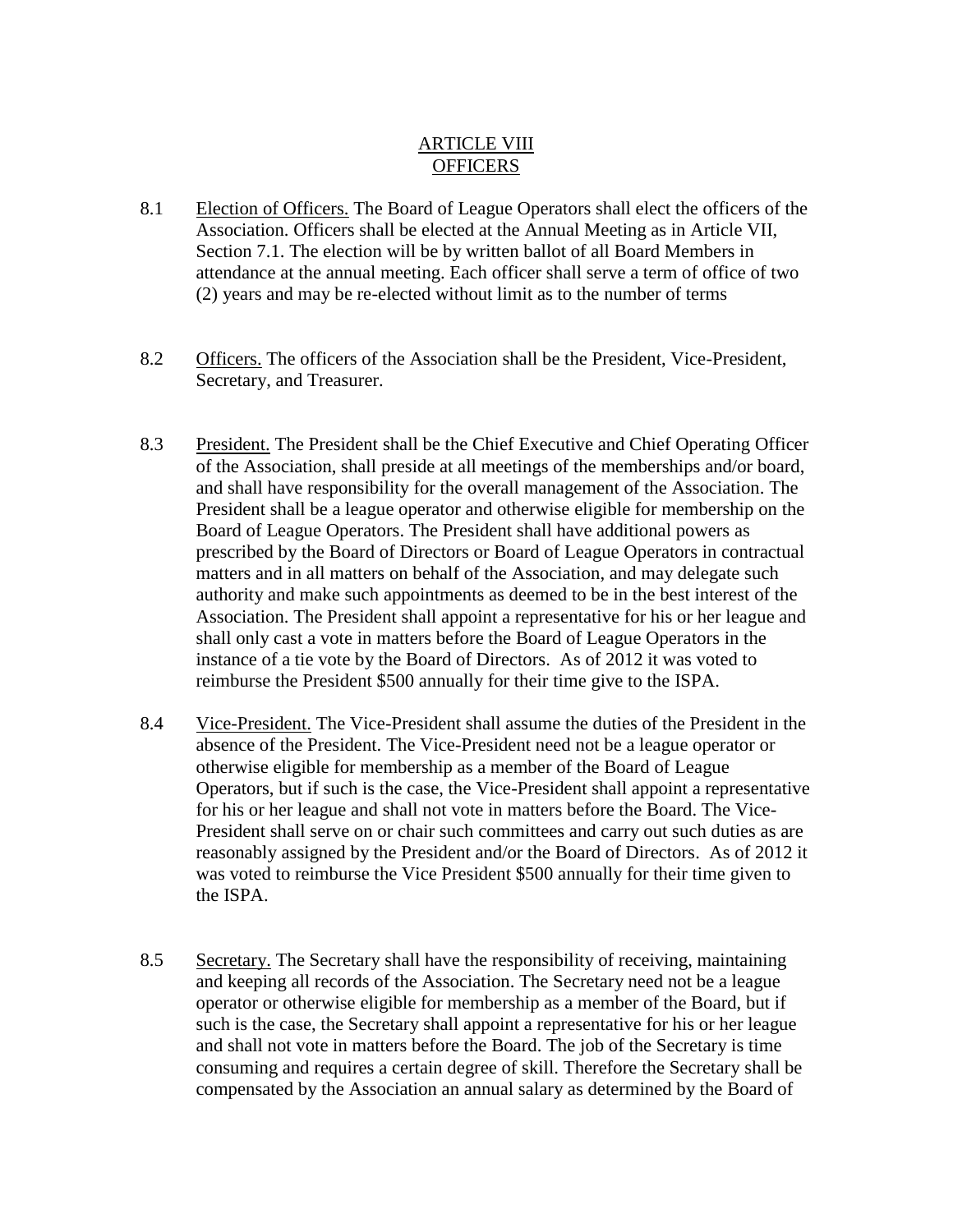# ARTICLE VIII
# OFFICERS

8.1 Election of Officers. The Board of League Operators shall elect the officers of the Association. Officers shall be elected at the Annual Meeting as in Article VII, Section 7.1. The election will be by written ballot of all Board Members in attendance at the annual meeting. Each officer shall serve a term of office of two (2) years and may be re-elected without limit as to the number of terms

8.2 Officers. The officers of the Association shall be the President, Vice-President, Secretary, and Treasurer.

8.3 President. The President shall be the Chief Executive and Chief Operating Officer of the Association, shall preside at all meetings of the memberships and/or board, and shall have responsibility for the overall management of the Association. The President shall be a league operator and otherwise eligible for membership on the Board of League Operators. The President shall have additional powers as prescribed by the Board of Directors or Board of League Operators in contractual matters and in all matters on behalf of the Association, and may delegate such authority and make such appointments as deemed to be in the best interest of the Association. The President shall appoint a representative for his or her league and shall only cast a vote in matters before the Board of League Operators in the instance of a tie vote by the Board of Directors. As of 2012 it was voted to reimburse the President $500 annually for their time give to the ISPA.

8.4 Vice-President. The Vice-President shall assume the duties of the President in the absence of the President. The Vice-President need not be a league operator or otherwise eligible for membership as a member of the Board of League Operators, but if such is the case, the Vice-President shall appoint a representative for his or her league and shall not vote in matters before the Board. The Vice-President shall serve on or chair such committees and carry out such duties as are reasonably assigned by the President and/or the Board of Directors. As of 2012 it was voted to reimburse the Vice President $500 annually for their time given to the ISPA.

8.5 Secretary. The Secretary shall have the responsibility of receiving, maintaining and keeping all records of the Association. The Secretary need not be a league operator or otherwise eligible for membership as a member of the Board, but if such is the case, the Secretary shall appoint a representative for his or her league and shall not vote in matters before the Board. The job of the Secretary is time consuming and requires a certain degree of skill. Therefore the Secretary shall be compensated by the Association an annual salary as determined by the Board of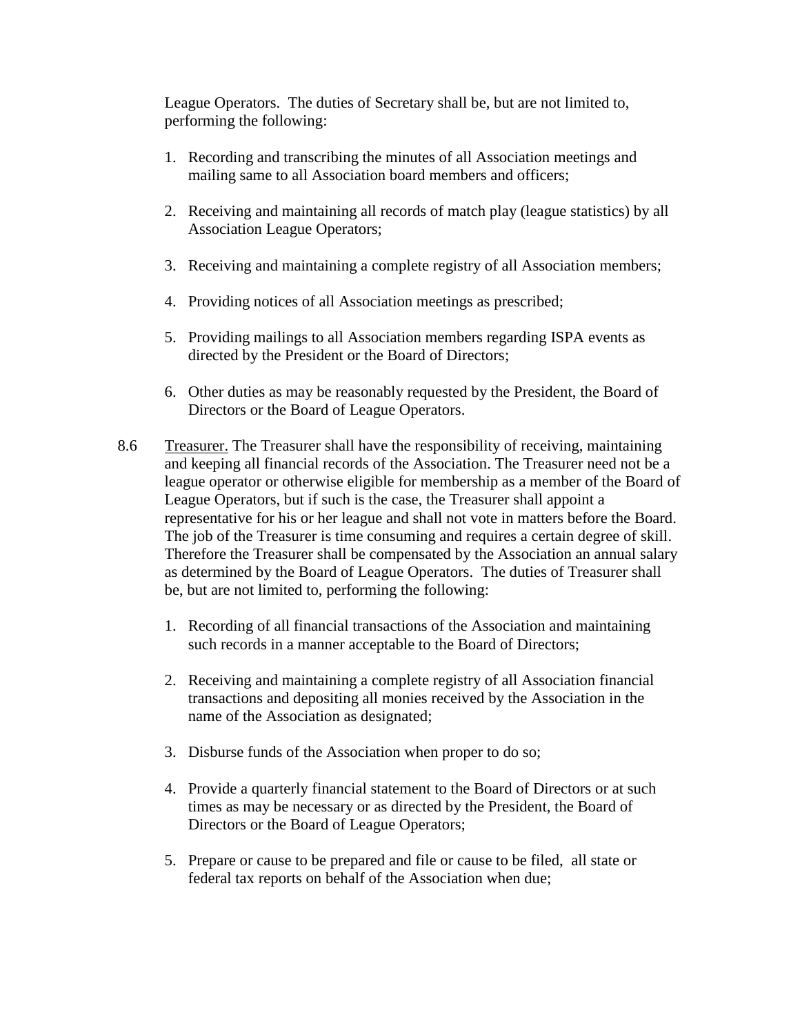League Operators. The duties of Secretary shall be, but are not limited to, performing the following:

1. Recording and transcribing the minutes of all Association meetings and mailing same to all Association board members and officers;

2. Receiving and maintaining all records of match play (league statistics) by all Association League Operators;

3. Receiving and maintaining a complete registry of all Association members;

4. Providing notices of all Association meetings as prescribed;

5. Providing mailings to all Association members regarding ISPA events as directed by the President or the Board of Directors;

6. Other duties as may be reasonably requested by the President, the Board of Directors or the Board of League Operators.

8.6 Treasurer. The Treasurer shall have the responsibility of receiving, maintaining and keeping all financial records of the Association. The Treasurer need not be a league operator or otherwise eligible for membership as a member of the Board of League Operators, but if such is the case, the Treasurer shall appoint a representative for his or her league and shall not vote in matters before the Board. The job of the Treasurer is time consuming and requires a certain degree of skill. Therefore the Treasurer shall be compensated by the Association an annual salary as determined by the Board of League Operators. The duties of Treasurer shall be, but are not limited to, performing the following:

1. Recording of all financial transactions of the Association and maintaining such records in a manner acceptable to the Board of Directors;

2. Receiving and maintaining a complete registry of all Association financial transactions and depositing all monies received by the Association in the name of the Association as designated;

3. Disburse funds of the Association when proper to do so;

4. Provide a quarterly financial statement to the Board of Directors or at such times as may be necessary or as directed by the President, the Board of Directors or the Board of League Operators;

5. Prepare or cause to be prepared and file or cause to be filed, all state or federal tax reports on behalf of the Association when due;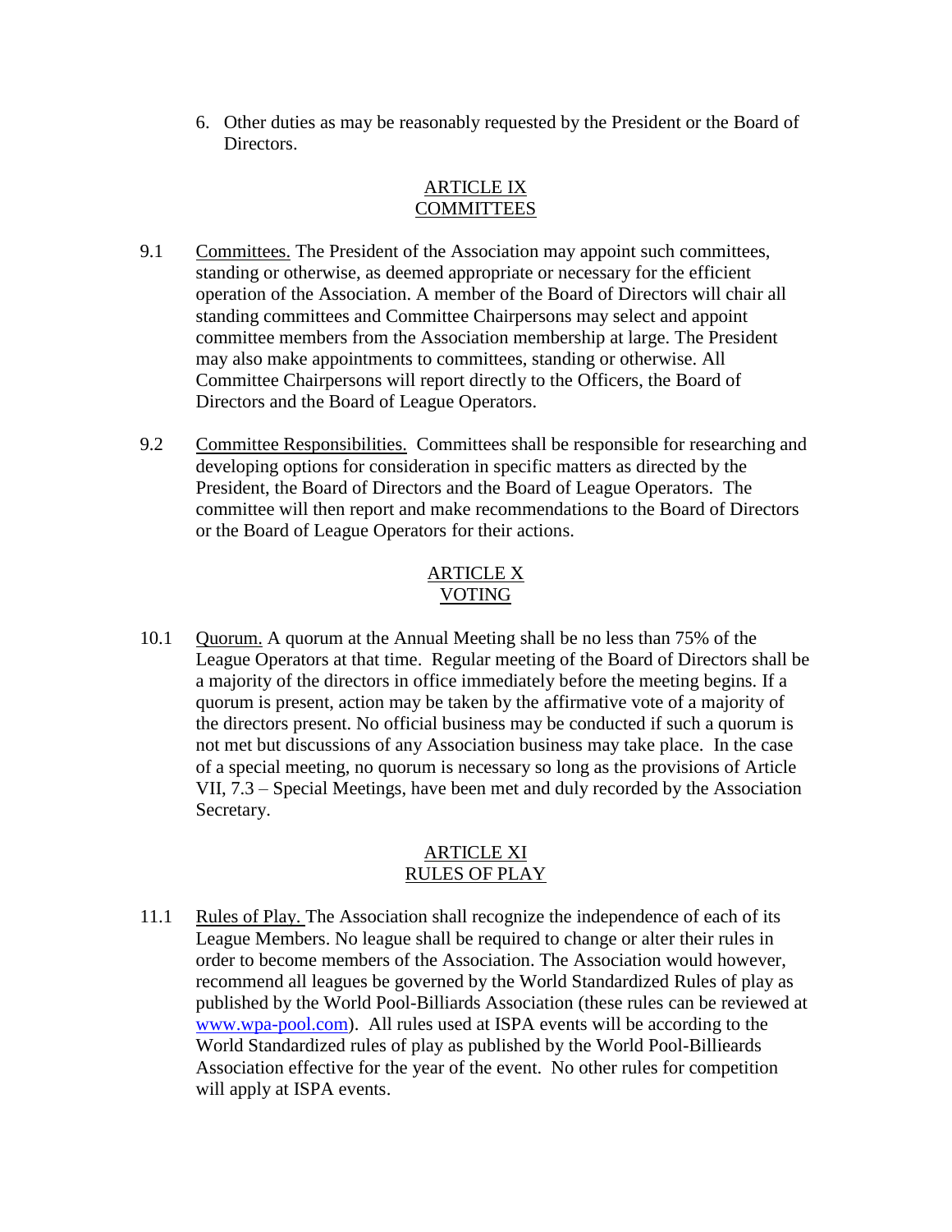6. Other duties as may be reasonably requested by the President or the Board of Directors.

## ARTICLE IX
## COMMITTEES

9.1 Committees. The President of the Association may appoint such committees, standing or otherwise, as deemed appropriate or necessary for the efficient operation of the Association. A member of the Board of Directors will chair all standing committees and Committee Chairpersons may select and appoint committee members from the Association membership at large. The President may also make appointments to committees, standing or otherwise. All Committee Chairpersons will report directly to the Officers, the Board of Directors and the Board of League Operators.

9.2 Committee Responsibilities. Committees shall be responsible for researching and developing options for consideration in specific matters as directed by the President, the Board of Directors and the Board of League Operators. The committee will then report and make recommendations to the Board of Directors or the Board of League Operators for their actions.

## ARTICLE X
## VOTING

10.1 Quorum. A quorum at the Annual Meeting shall be no less than 75% of the League Operators at that time. Regular meeting of the Board of Directors shall be a majority of the directors in office immediately before the meeting begins. If a quorum is present, action may be taken by the affirmative vote of a majority of the directors present. No official business may be conducted if such a quorum is not met but discussions of any Association business may take place. In the case of a special meeting, no quorum is necessary so long as the provisions of Article VII, 7.3 – Special Meetings, have been met and duly recorded by the Association Secretary.

## ARTICLE XI
## RULES OF PLAY

11.1 Rules of Play. The Association shall recognize the independence of each of its League Members. No league shall be required to change or alter their rules in order to become members of the Association. The Association would however, recommend all leagues be governed by the World Standardized Rules of play as published by the World Pool-Billiards Association (these rules can be reviewed at www.wpa-pool.com). All rules used at ISPA events will be according to the World Standardized rules of play as published by the World Pool-Billieards Association effective for the year of the event. No other rules for competition will apply at ISPA events.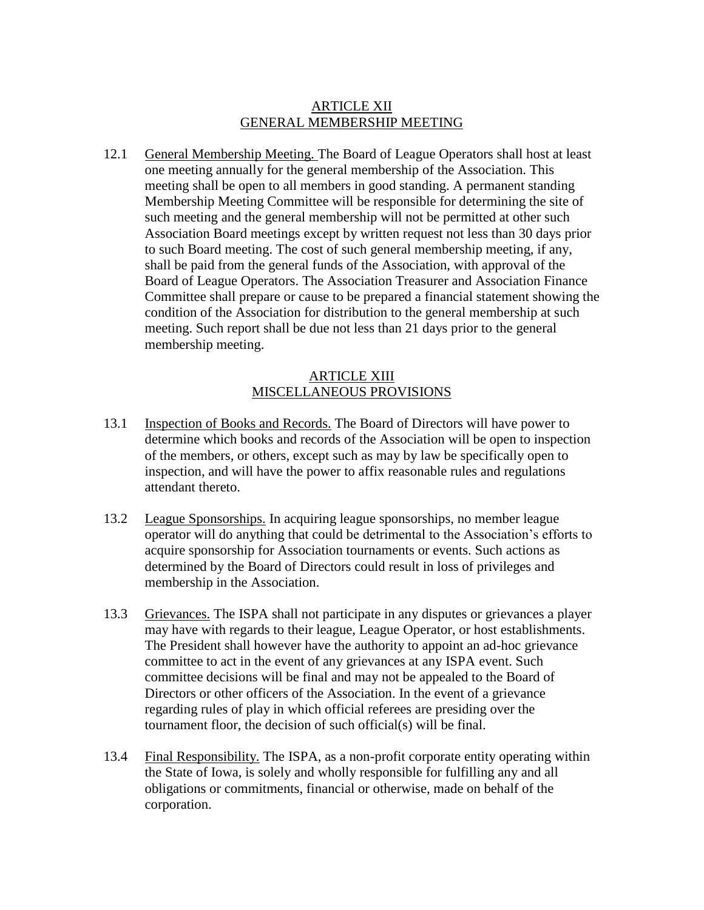## ARTICLE XII
## GENERAL MEMBERSHIP MEETING

12.1 General Membership Meeting. The Board of League Operators shall host at least one meeting annually for the general membership of the Association. This meeting shall be open to all members in good standing. A permanent standing Membership Meeting Committee will be responsible for determining the site of such meeting and the general membership will not be permitted at other such Association Board meetings except by written request not less than 30 days prior to such Board meeting. The cost of such general membership meeting, if any, shall be paid from the general funds of the Association, with approval of the Board of League Operators. The Association Treasurer and Association Finance Committee shall prepare or cause to be prepared a financial statement showing the condition of the Association for distribution to the general membership at such meeting. Such report shall be due not less than 21 days prior to the general membership meeting.

## ARTICLE XIII
## MISCELLANEOUS PROVISIONS

13.1 Inspection of Books and Records. The Board of Directors will have power to determine which books and records of the Association will be open to inspection of the members, or others, except such as may by law be specifically open to inspection, and will have the power to affix reasonable rules and regulations attendant thereto.

13.2 League Sponsorships. In acquiring league sponsorships, no member league operator will do anything that could be detrimental to the Association's efforts to acquire sponsorship for Association tournaments or events. Such actions as determined by the Board of Directors could result in loss of privileges and membership in the Association.

13.3 Grievances. The ISPA shall not participate in any disputes or grievances a player may have with regards to their league, League Operator, or host establishments. The President shall however have the authority to appoint an ad-hoc grievance committee to act in the event of any grievances at any ISPA event. Such committee decisions will be final and may not be appealed to the Board of Directors or other officers of the Association. In the event of a grievance regarding rules of play in which official referees are presiding over the tournament floor, the decision of such official(s) will be final.

13.4 Final Responsibility. The ISPA, as a non-profit corporate entity operating within the State of Iowa, is solely and wholly responsible for fulfilling any and all obligations or commitments, financial or otherwise, made on behalf of the corporation.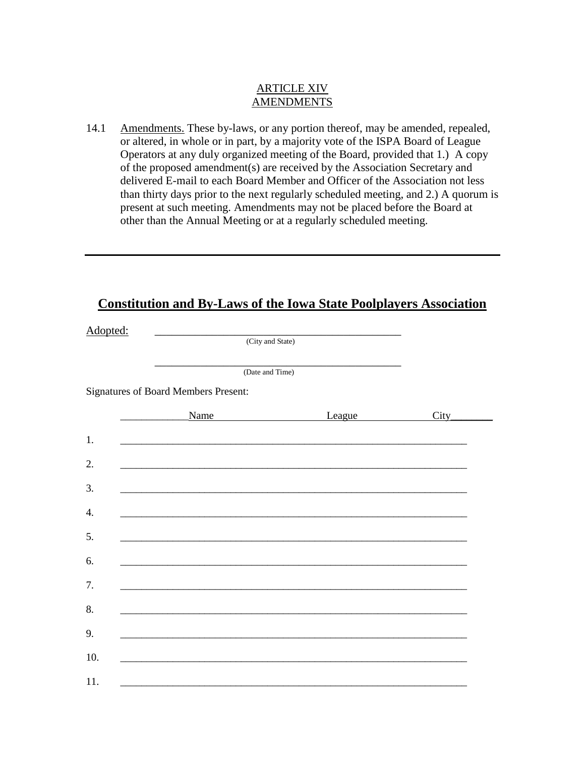## ARTICLE XIV
## AMENDMENTS

14.1 Amendments. These by-laws, or any portion thereof, may be amended, repealed, or altered, in whole or in part, by a majority vote of the ISPA Board of League Operators at any duly organized meeting of the Board, provided that 1.) A copy of the proposed amendment(s) are received by the Association Secretary and delivered E-mail to each Board Member and Officer of the Association not less than thirty days prior to the next regularly scheduled meeting, and 2.) A quorum is present at such meeting. Amendments may not be placed before the Board at other than the Annual Meeting or at a regularly scheduled meeting.

---

## Constitution and By-Laws of the Iowa State Poolplayers Association

Adopted: ______________________________________________
(City and State)

______________________________________________
(Date and Time)

Signatures of Board Members Present:

| | Name | League | City |
|---|---|---|---|
| 1. | | | |
| 2. | | | |
| 3. | | | |
| 4. | | | |
| 5. | | | |
| 6. | | | |
| 7. | | | |
| 8. | | | |
| 9. | | | |
| 10. | | | |
| 11. | | | |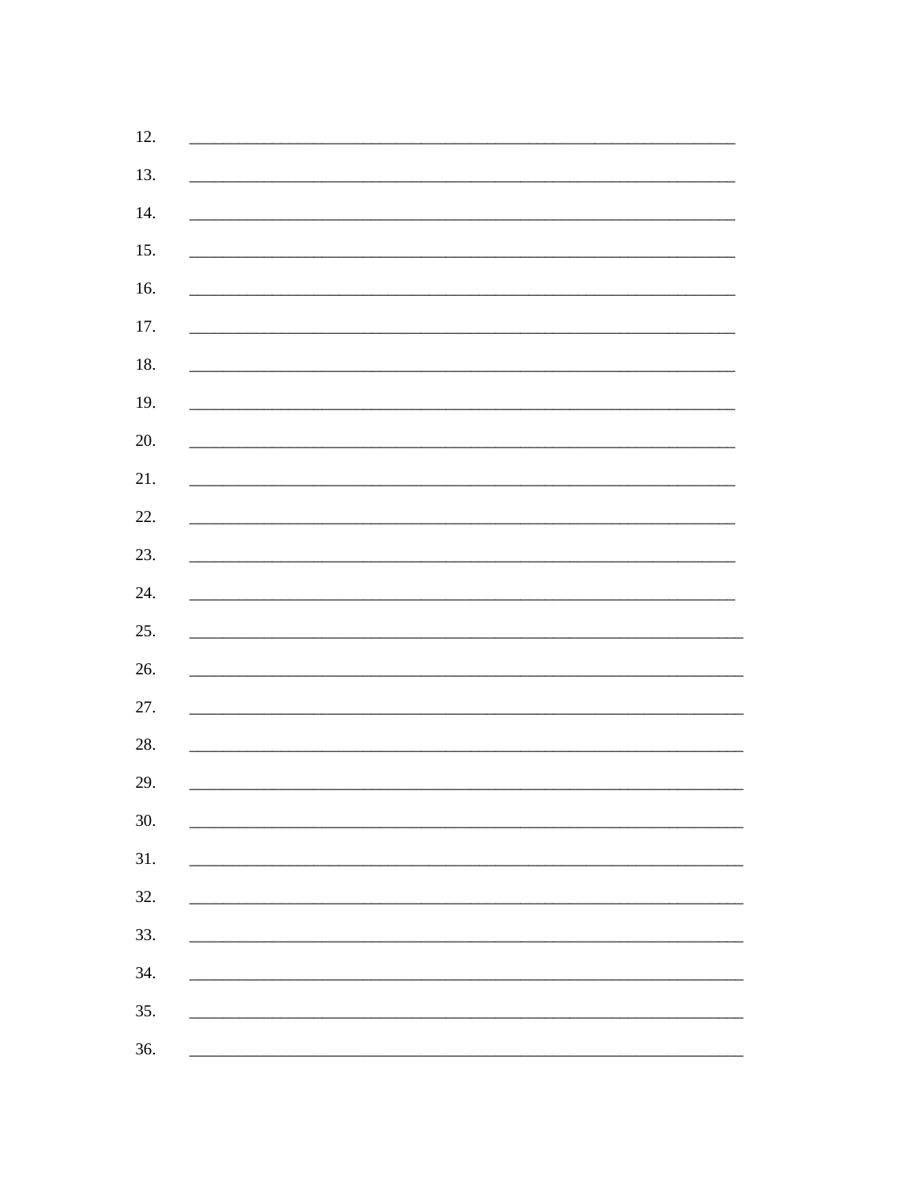12. ______________________________________________________________________

13. ______________________________________________________________________

14. ______________________________________________________________________

15. ______________________________________________________________________

16. ______________________________________________________________________

17. ______________________________________________________________________

18. ______________________________________________________________________

19. ______________________________________________________________________

20. ______________________________________________________________________

21. ______________________________________________________________________

22. ______________________________________________________________________

23. ______________________________________________________________________

24. ______________________________________________________________________

25. _______________________________________________________________________

26. _______________________________________________________________________

27. _______________________________________________________________________

28. _______________________________________________________________________

29. _______________________________________________________________________

30. _______________________________________________________________________

31. _______________________________________________________________________

32. _______________________________________________________________________

33. _______________________________________________________________________

34. _______________________________________________________________________

35. _______________________________________________________________________

36. _______________________________________________________________________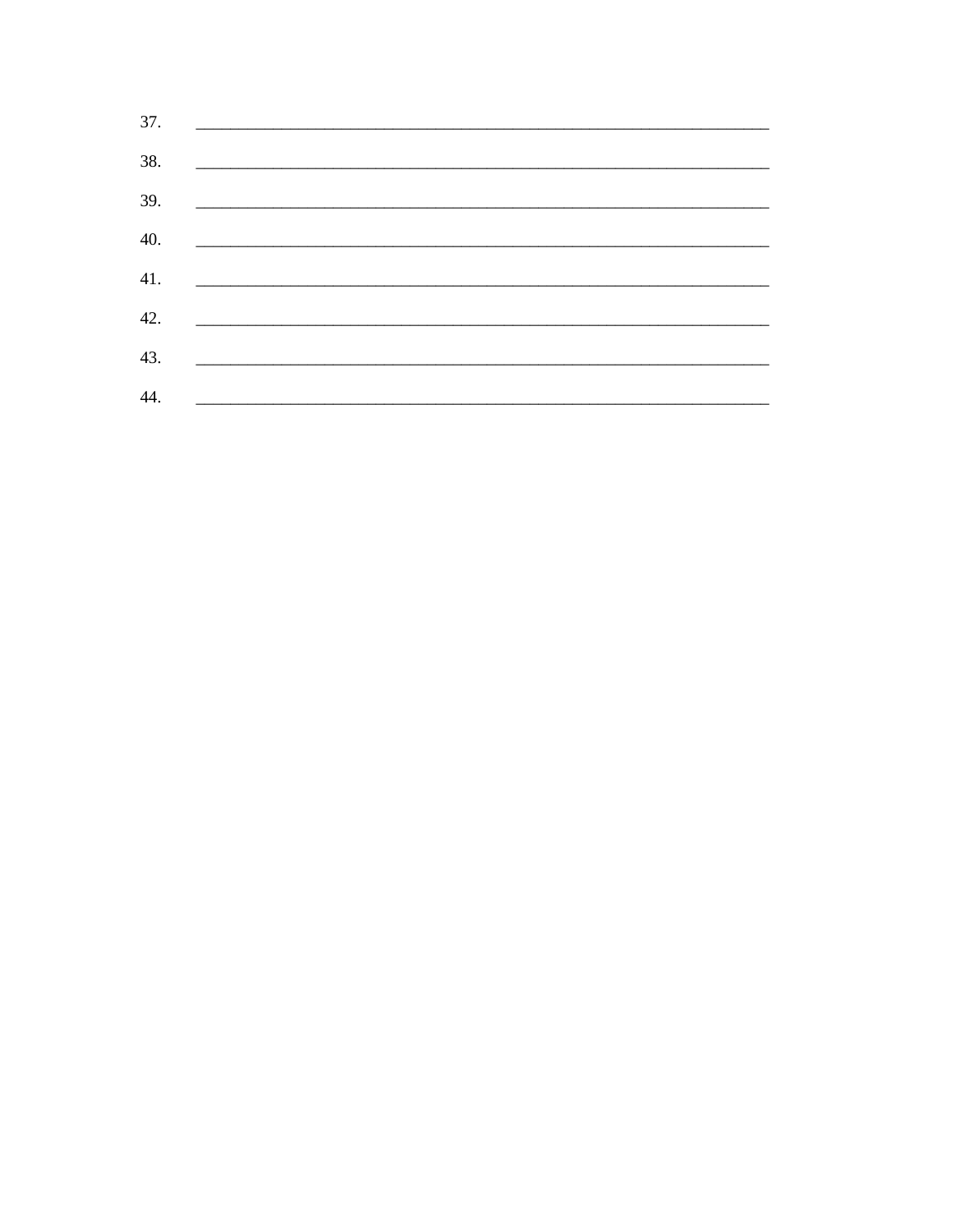37. ____________________________________________________________________

38. ____________________________________________________________________

39. ____________________________________________________________________

40. ____________________________________________________________________

41. ____________________________________________________________________

42. ____________________________________________________________________

43. ____________________________________________________________________

44. ____________________________________________________________________